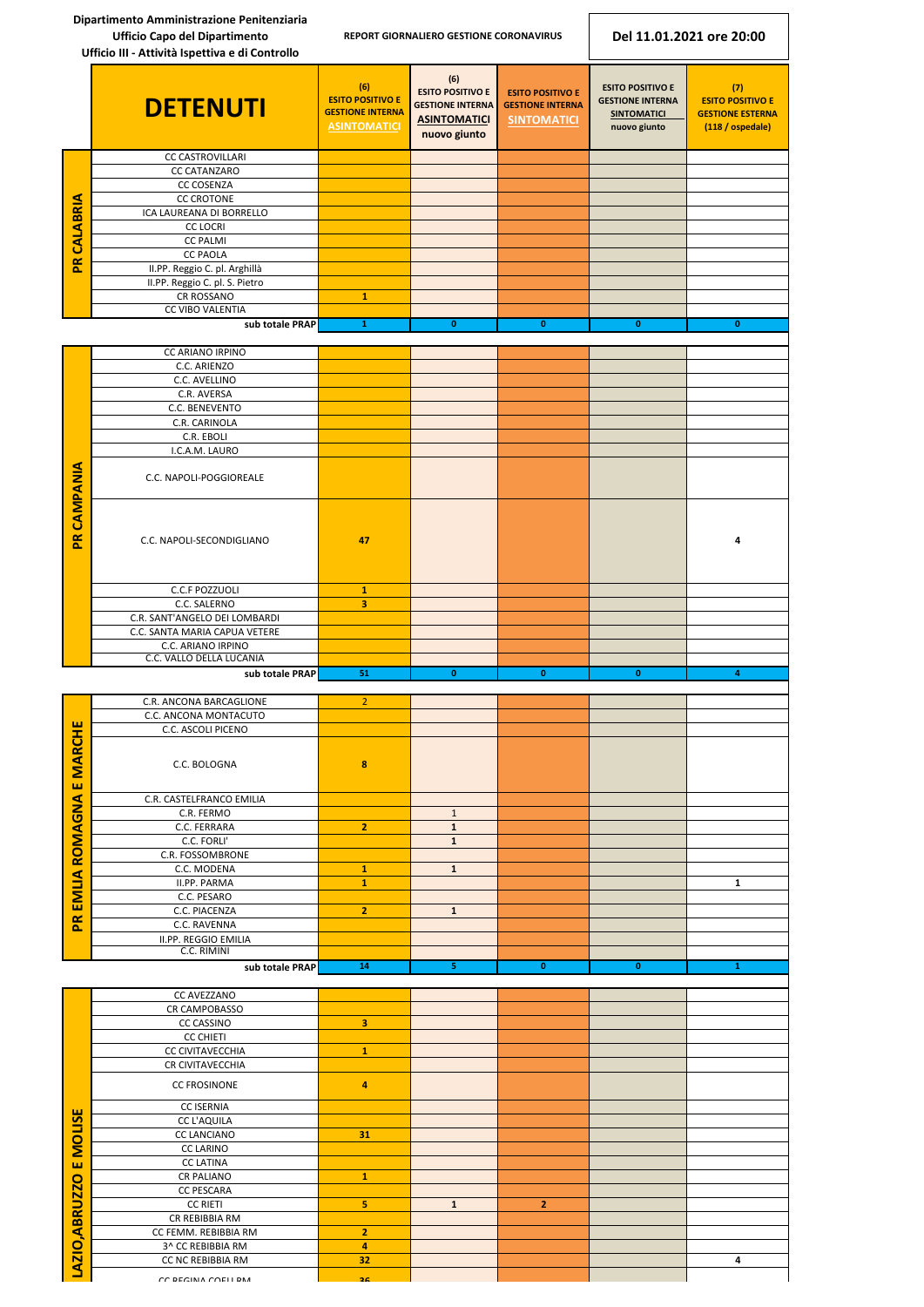Dipartimento Amministrazione Penitenziaria
Ufficio Capo del Dipartimento
Ufficio III - Attività Ispettiva e di Controllo

REPORT GIORNALIERO GESTIONE CORONAVIRUS

**Del 11.01.2021 ore 20:00**

| | DETENUTI | (6) ESITO POSITIVO E GESTIONE INTERNA ASINTOMATICI | (6) ESITO POSITIVO E GESTIONE INTERNA ASINTOMATICI nuovo giunto | ESITO POSITIVO E GESTIONE INTERNA SINTOMATICI | ESITO POSITIVO E GESTIONE INTERNA SINTOMATICI nuovo giunto | (7) ESITO POSITIVO E GESTIONE ESTERNA (118 / ospedale) |
|---|---|---|---|---|---|---|
| PR CALABRIA | CC CASTROVILLARI | | | | | |
| | CC CATANZARO | | | | | |
| | CC COSENZA | | | | | |
| | CC CROTONE | | | | | |
| | ICA LAUREANA DI BORRELLO | | | | | |
| | CC LOCRI | | | | | |
| | CC PALMI | | | | | |
| | CC PAOLA | | | | | |
| | II.PP. Reggio C. pl. Arghillà | | | | | |
| | II.PP. Reggio C. pl. S. Pietro | | | | | |
| | CR ROSSANO | 1 | | | | |
| | CC VIBO VALENTIA | | | | | |
| | sub totale PRAP | 1 | 0 | 0 | 0 | 0 |
| PR CAMPANIA | CC ARIANO IRPINO | | | | | |
| | C.C. ARIENZO | | | | | |
| | C.C. AVELLINO | | | | | |
| | C.R. AVERSA | | | | | |
| | C.C. BENEVENTO | | | | | |
| | C.R. CARINOLA | | | | | |
| | C.R. EBOLI | | | | | |
| | I.C.A.M. LAURO | | | | | |
| | C.C. NAPOLI-POGGIOREALE | | | | | |
| | C.C. NAPOLI-SECONDIGLIANO | 47 | | | | 4 |
| | C.C.F POZZUOLI | 1 | | | | |
| | C.C. SALERNO | 3 | | | | |
| | C.R. SANT'ANGELO DEI LOMBARDI | | | | | |
| | C.C. SANTA MARIA CAPUA VETERE | | | | | |
| | C.C. ARIANO IRPINO | | | | | |
| | C.C. VALLO DELLA LUCANIA | | | | | |
| | sub totale PRAP | 51 | 0 | 0 | 0 | 4 |
| PR EMILIA ROMAGNA E MARCHE | C.R. ANCONA BARCAGLIONE | 2 | | | | |
| | C.C. ANCONA MONTACUTO | | | | | |
| | C.C. ASCOLI PICENO | | | | | |
| | C.C. BOLOGNA | 8 | | | | |
| | C.R. CASTELFRANCO EMILIA | | | | | |
| | C.R. FERMO | | 1 | | | |
| | C.C. FERRARA | 2 | 1 | | | |
| | C.C. FORLI' | | 1 | | | |
| | C.R. FOSSOMBRONE | | | | | |
| | C.C. MODENA | 1 | 1 | | | |
| | II.PP. PARMA | 1 | | | | 1 |
| | C.C. PESARO | | | | | |
| | C.C. PIACENZA | 2 | 1 | | | |
| | C.C. RAVENNA | | | | | |
| | II.PP. REGGIO EMILIA | | | | | |
| | C.C. RIMINI | | | | | |
| | sub totale PRAP | 14 | 5 | 0 | 0 | 1 |
| LAZIO,ABRUZZO E MOLISE | CC AVEZZANO | | | | | |
| | CR CAMPOBASSO | | | | | |
| | CC CASSINO | 3 | | | | |
| | CC CHIETI | | | | | |
| | CC CIVITAVECCHIA | 1 | | | | |
| | CR CIVITAVECCHIA | | | | | |
| | CC FROSINONE | 4 | | | | |
| | CC ISERNIA | | | | | |
| | CC L'AQUILA | | | | | |
| | CC LANCIANO | 31 | | | | |
| | CC LARINO | | | | | |
| | CC LATINA | | | | | |
| | CR PALIANO | 1 | | | | |
| | CC PESCARA | | | | | |
| | CC RIETI | 5 | 1 | 2 | | |
| | CR REBIBBIA RM | | | | | |
| | CC FEMM. REBIBBIA RM | 2 | | | | |
| | 3^ CC REBIBBIA RM | 4 | | | | |
| | CC NC REBIBBIA RM | 32 | | | | 4 |
| | CC REGINA COELI RM | 36 | | | | |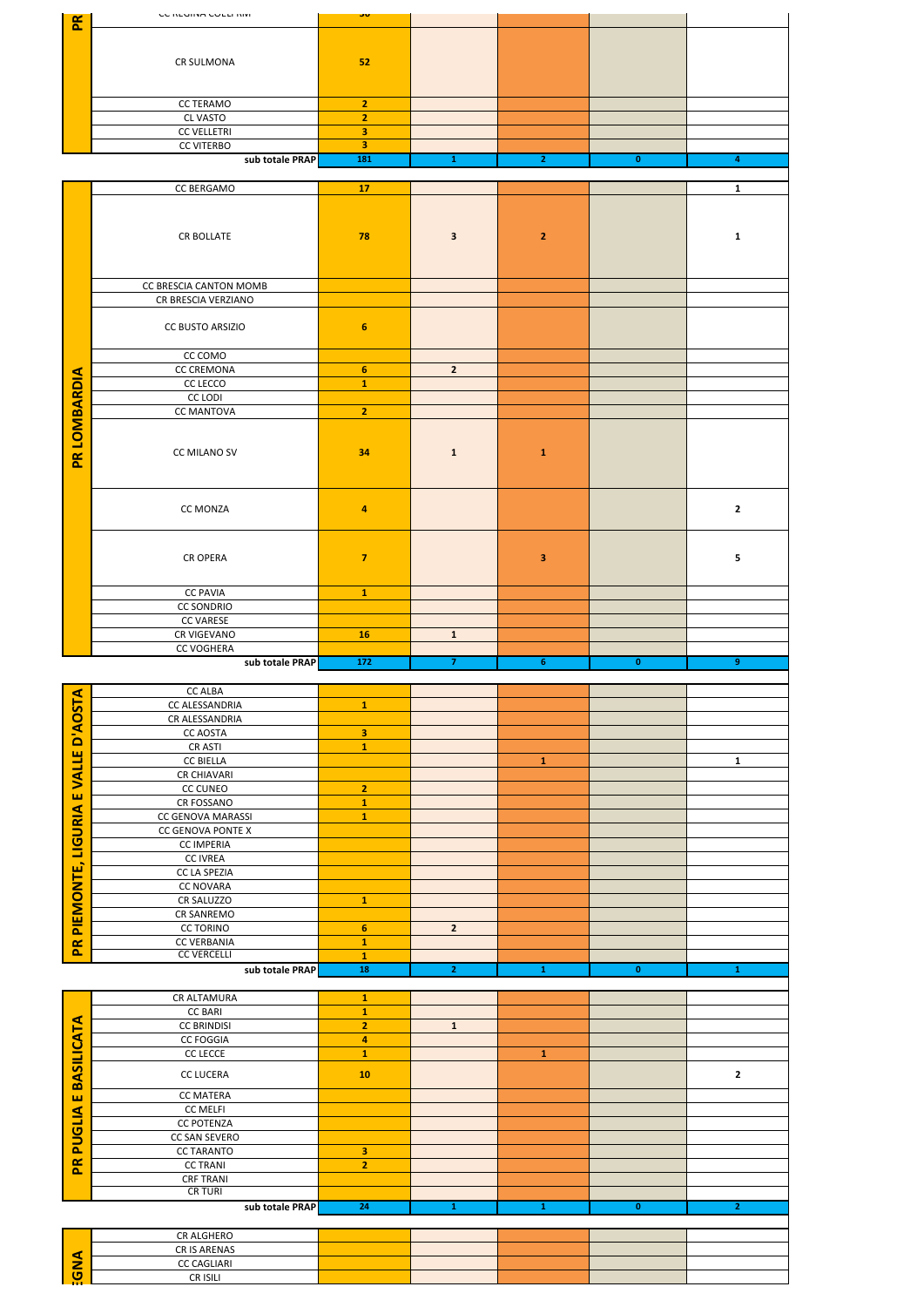| | | | | | | |
|---|---|---|---|---|---|---|
| PR | CC REGINA COELI RM | 30 | | | | |
| | CR SULMONA | 52 | | | | |
| | CC TERAMO | 2 | | | | |
| | CL VASTO | 2 | | | | |
| | CC VELLETRI | 3 | | | | |
| | CC VITERBO | 3 | | | | |
| | sub totale PRAP | 181 | 1 | 2 | 0 | 4 |
| PR LOMBARDIA | CC BERGAMO | 17 | | | | 1 |
| | CR BOLLATE | 78 | 3 | 2 | | 1 |
| | CC BRESCIA CANTON MOMB | | | | | |
| | CR BRESCIA VERZIANO | | | | | |
| | CC BUSTO ARSIZIO | 6 | | | | |
| | CC COMO | | | | | |
| | CC CREMONA | 6 | 2 | | | |
| | CC LECCO | 1 | | | | |
| | CC LODI | | | | | |
| | CC MANTOVA | 2 | | | | |
| | CC MILANO SV | 34 | 1 | 1 | | |
| | CC MONZA | 4 | | | | 2 |
| | CR OPERA | 7 | | 3 | | 5 |
| | CC PAVIA | 1 | | | | |
| | CC SONDRIO | | | | | |
| | CC VARESE | | | | | |
| | CR VIGEVANO | 16 | 1 | | | |
| | CC VOGHERA | | | | | |
| | sub totale PRAP | 172 | 7 | 6 | 0 | 9 |
| PR PIEMONTE, LIGURIA E VALLE D'AOSTA | CC ALBA | | | | | |
| | CC ALESSANDRIA | 1 | | | | |
| | CR ALESSANDRIA | | | | | |
| | CC AOSTA | 3 | | | | |
| | CR ASTI | 1 | | | | |
| | CC BIELLA | | | 1 | | 1 |
| | CR CHIAVARI | | | | | |
| | CC CUNEO | 2 | | | | |
| | CR FOSSANO | 1 | | | | |
| | CC GENOVA MARASSI | 1 | | | | |
| | CC GENOVA PONTE X | | | | | |
| | CC IMPERIA | | | | | |
| | CC IVREA | | | | | |
| | CC LA SPEZIA | | | | | |
| | CC NOVARA | | | | | |
| | CR SALUZZO | 1 | | | | |
| | CR SANREMO | | | | | |
| | CC TORINO | 6 | 2 | | | |
| | CC VERBANIA | 1 | | | | |
| | CC VERCELLI | 1 | | | | |
| | sub totale PRAP | 18 | 2 | 1 | 0 | 1 |
| PR PUGLIA E BASILICATA | CR ALTAMURA | 1 | | | | |
| | CC BARI | 1 | | | | |
| | CC BRINDISI | 2 | 1 | | | |
| | CC FOGGIA | 4 | | | | |
| | CC LECCE | 1 | | 1 | | |
| | CC LUCERA | 10 | | | | 2 |
| | CC MATERA | | | | | |
| | CC MELFI | | | | | |
| | CC POTENZA | | | | | |
| | CC SAN SEVERO | | | | | |
| | CC TARANTO | 3 | | | | |
| | CC TRANI | 2 | | | | |
| | CRF TRANI | | | | | |
| | CR TURI | | | | | |
| | sub totale PRAP | 24 | 1 | 1 | 0 | 2 |
| EGNA | CR ALGHERO | | | | | |
| | CR IS ARENAS | | | | | |
| | CC CAGLIARI | | | | | |
| | CR ISILI | | | | | |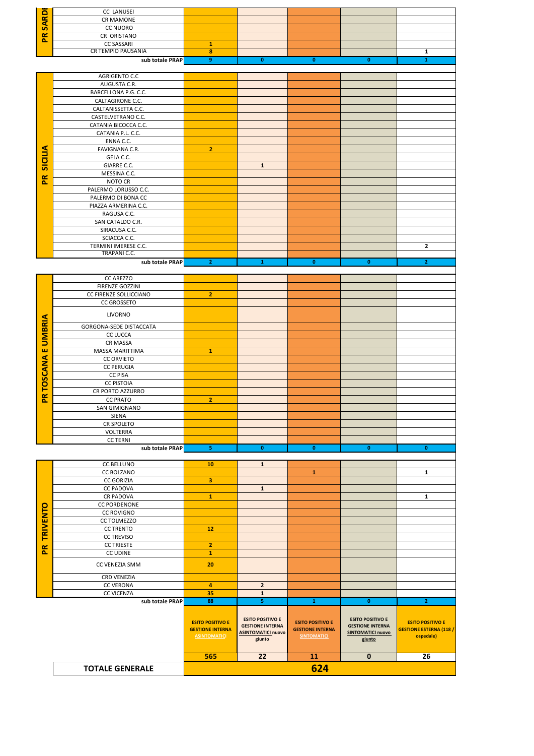| PR | Istituto | ESITO POSITIVO E GESTIONE INTERNA ASINTOMATICI | ESITO POSITIVO E GESTIONE INTERNA ASINTOMATICI nuovo giunto | ESITO POSITIVO E GESTIONE INTERNA SINTOMATICI | ESITO POSITIVO E GESTIONE INTERNA SINTOMATICI nuovo giunto | ESITO POSITIVO E GESTIONE ESTERNA (118 / ospedale) |
|---|---|---|---|---|---|---|
| PR SARDEGNA | CC LANUSEI | | | | | |
| | CR MAMONE | | | | | |
| | CC NUORO | | | | | |
| | CR ORISTANO | | | | | |
| | CC SASSARI | 1 | | | | |
| | CR TEMPIO PAUSANIA | 8 | | | | 1 |
| | sub totale PRAP | 9 | 0 | 0 | 0 | 1 |
| PR SICILIA | AGRIGENTO C.C | | | | | |
| | AUGUSTA C.R. | | | | | |
| | BARCELLONA P.G. C.C. | | | | | |
| | CALTAGIRONE C.C. | | | | | |
| | CALTANISSETTA C.C. | | | | | |
| | CASTELVETRANO C.C. | | | | | |
| | CATANIA BICOCCA C.C. | | | | | |
| | CATANIA P.L. C.C. | | | | | |
| | ENNA C.C. | | | | | |
| | FAVIGNANA C.R. | 2 | | | | |
| | GELA C.C. | | | | | |
| | GIARRE C.C. | | 1 | | | |
| | MESSINA C.C. | | | | | |
| | NOTO CR | | | | | |
| | PALERMO LORUSSO C.C. | | | | | |
| | PALERMO DI BONA CC | | | | | |
| | PIAZZA ARMERINA C.C. | | | | | |
| | RAGUSA C.C. | | | | | |
| | SAN CATALDO C.R. | | | | | |
| | SIRACUSA C.C. | | | | | |
| | SCIACCA C.C. | | | | | |
| | TERMINI IMERESE C.C. | | | | | 2 |
| | TRAPANI C.C. | | | | | |
| | sub totale PRAP | 2 | 1 | 0 | 0 | 2 |
| PR TOSCANA E UMBRIA | CC AREZZO | | | | | |
| | FIRENZE GOZZINI | | | | | |
| | CC FIRENZE SOLLICCIANO | 2 | | | | |
| | CC GROSSETO | | | | | |
| | LIVORNO | | | | | |
| | GORGONA-SEDE DISTACCATA | | | | | |
| | CC LUCCA | | | | | |
| | CR MASSA | | | | | |
| | MASSA MARITTIMA | 1 | | | | |
| | CC ORVIETO | | | | | |
| | CC PERUGIA | | | | | |
| | CC PISA | | | | | |
| | CC PISTOIA | | | | | |
| | CR PORTO AZZURRO | | | | | |
| | CC PRATO | 2 | | | | |
| | SAN GIMIGNANO | | | | | |
| | SIENA | | | | | |
| | CR SPOLETO | | | | | |
| | VOLTERRA | | | | | |
| | CC TERNI | | | | | |
| | sub totale PRAP | 5 | 0 | 0 | 0 | 0 |
| PR TRIVENTO | CC.BELLUNO | 10 | 1 | | | |
| | CC BOLZANO | | | 1 | | 1 |
| | CC GORIZIA | 3 | | | | |
| | CC PADOVA | | 1 | | | |
| | CR PADOVA | 1 | | | | 1 |
| | CC PORDENONE | | | | | |
| | CC ROVIGNO | | | | | |
| | CC TOLMEZZO | | | | | |
| | CC TRENTO | 12 | | | | |
| | CC TREVISO | | | | | |
| | CC TRIESTE | 2 | | | | |
| | CC UDINE | 1 | | | | |
| | CC VENEZIA SMM | 20 | | | | |
| | CRD VENEZIA | | | | | |
| | CC VERONA | 4 | 2 | | | |
| | CC VICENZA | 35 | 1 | | | |
| | sub totale PRAP | 88 | 5 | 1 | 0 | 2 |
| | | 565 | 22 | 11 | 0 | 26 |
| | **TOTALE GENERALE** | **624** | | | | |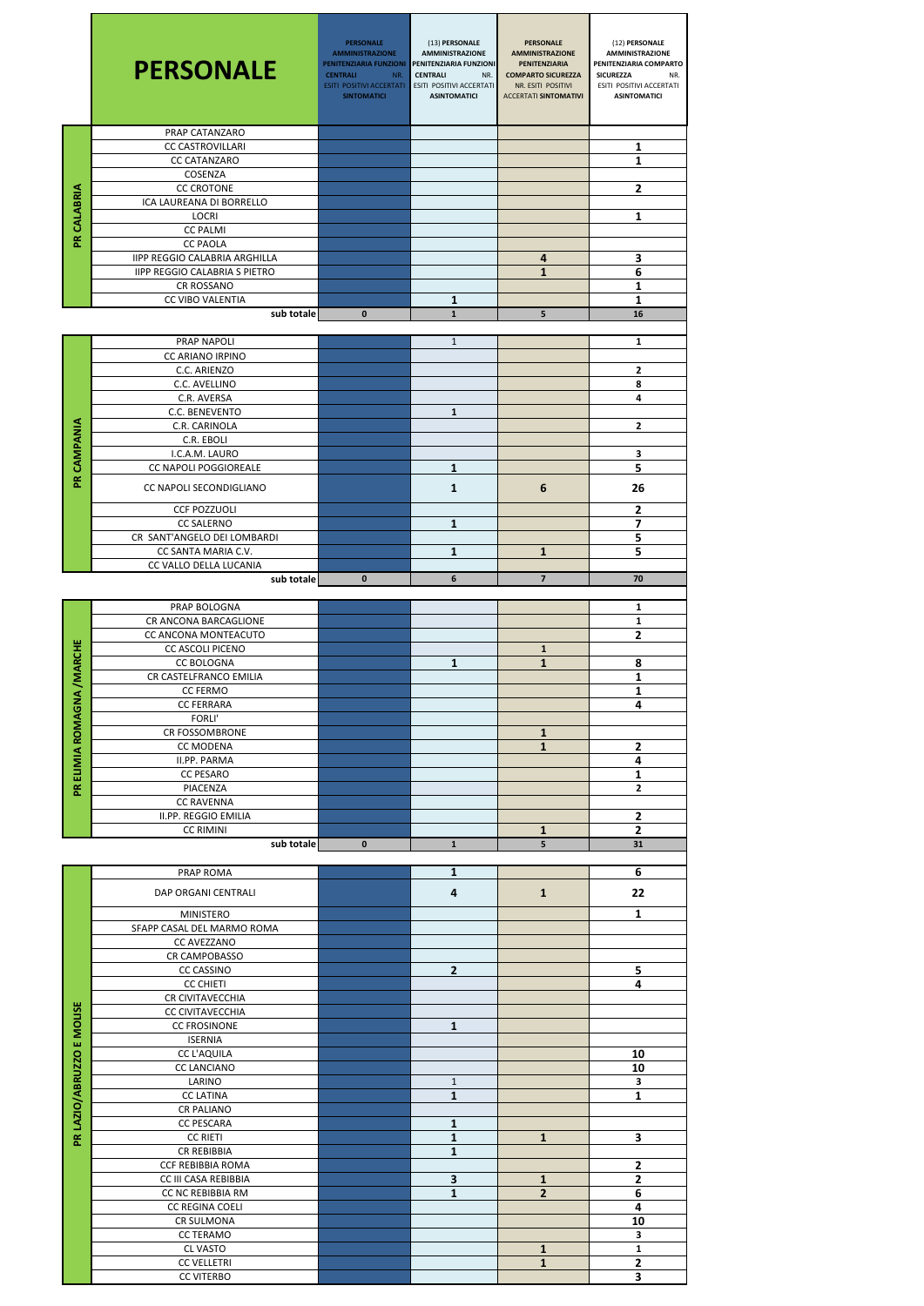| | PERSONALE | PERSONALE AMMINISTRAZIONE PENITENZIARIA FUNZIONI CENTRALI NR. ESITI POSITIVI ACCERTATI SINTOMATICI | (13) PERSONALE AMMINISTRAZIONE PENITENZIARIA FUNZIONI CENTRALI NR. ESITI POSITIVI ACCERTATI ASINTOMATICI | PERSONALE AMMINISTRAZIONE PENITENZIARIA COMPARTO SICUREZZA NR. ESITI POSITIVI ACCERTATI SINTOMATIVI | (12) PERSONALE AMMINISTRAZIONE PENITENZIARIA COMPARTO SICUREZZA NR. ESITI POSITIVI ACCERTATI ASINTOMATICI |
|---|---|---|---|---|---|
| PR CALABRIA | PRAP CATANZARO | | | | |
| | CC CASTROVILLARI | | | | 1 |
| | CC CATANZARO | | | | 1 |
| | COSENZA | | | | |
| | CC CROTONE | | | | 2 |
| | ICA LAUREANA DI BORRELLO | | | | |
| | LOCRI | | | | 1 |
| | CC PALMI | | | | |
| | CC PAOLA | | | | |
| | IIPP REGGIO CALABRIA ARGHILLA | | | 4 | 3 |
| | IIPP REGGIO CALABRIA S PIETRO | | | 1 | 6 |
| | CR ROSSANO | | | | 1 |
| | CC VIBO VALENTIA | | 1 | | 1 |
| | sub totale | 0 | 1 | 5 | 16 |
| PR CAMPANIA | PRAP NAPOLI | | 1 | | 1 |
| | CC ARIANO IRPINO | | | | |
| | C.C. ARIENZO | | | | 2 |
| | C.C. AVELLINO | | | | 8 |
| | C.R. AVERSA | | | | 4 |
| | C.C. BENEVENTO | | 1 | | |
| | C.R. CARINOLA | | | | 2 |
| | C.R. EBOLI | | | | |
| | I.C.A.M. LAURO | | | | 3 |
| | CC NAPOLI POGGIOREALE | | 1 | | 5 |
| | CC NAPOLI SECONDIGLIANO | | 1 | 6 | 26 |
| | CCF POZZUOLI | | | | 2 |
| | CC SALERNO | | 1 | | 7 |
| | CR SANT'ANGELO DEI LOMBARDI | | | | 5 |
| | CC SANTA MARIA C.V. | | 1 | 1 | 5 |
| | CC VALLO DELLA LUCANIA | | | | |
| | sub totale | 0 | 6 | 7 | 70 |
| PR ELIMIA ROMAGNA /MARCHE | PRAP BOLOGNA | | | | 1 |
| | CR ANCONA BARCAGLIONE | | | | 1 |
| | CC ANCONA MONTEACUTO | | | | 2 |
| | CC ASCOLI PICENO | | | 1 | |
| | CC BOLOGNA | | 1 | 1 | 8 |
| | CR CASTELFRANCO EMILIA | | | | 1 |
| | CC FERMO | | | | 1 |
| | CC FERRARA | | | | 4 |
| | FORLI' | | | | |
| | CR FOSSOMBRONE | | | 1 | |
| | CC MODENA | | | 1 | 2 |
| | II.PP. PARMA | | | | 4 |
| | CC PESARO | | | | 1 |
| | PIACENZA | | | | 2 |
| | CC RAVENNA | | | | |
| | II.PP. REGGIO EMILIA | | | | 2 |
| | CC RIMINI | | | 1 | 2 |
| | sub totale | 0 | 1 | 5 | 31 |
| PR LAZIO/ABRUZZO E MOLISE | PRAP ROMA | | 1 | | 6 |
| | DAP ORGANI CENTRALI | | 4 | 1 | 22 |
| | MINISTERO | | | | 1 |
| | SFAPP CASAL DEL MARMO ROMA | | | | |
| | CC AVEZZANO | | | | |
| | CR CAMPOBASSO | | | | |
| | CC CASSINO | | 2 | | 5 |
| | CC CHIETI | | | | 4 |
| | CR CIVITAVECCHIA | | | | |
| | CC CIVITAVECCHIA | | | | |
| | CC FROSINONE | | 1 | | |
| | ISERNIA | | | | |
| | CC L'AQUILA | | | | 10 |
| | CC LANCIANO | | | | 10 |
| | LARINO | | 1 | | 3 |
| | CC LATINA | | 1 | | 1 |
| | CR PALIANO | | | | |
| | CC PESCARA | | 1 | | |
| | CC RIETI | | 1 | 1 | 3 |
| | CR REBIBBIA | | 1 | | |
| | CCF REBIBBIA ROMA | | | | 2 |
| | CC III CASA REBIBBIA | | 3 | 1 | 2 |
| | CC NC REBIBBIA RM | | 1 | 2 | 6 |
| | CC REGINA COELI | | | | 4 |
| | CR SULMONA | | | | 10 |
| | CC TERAMO | | | | 3 |
| | CL VASTO | | | 1 | 1 |
| | CC VELLETRI | | | 1 | 2 |
| | CC VITERBO | | | | 3 |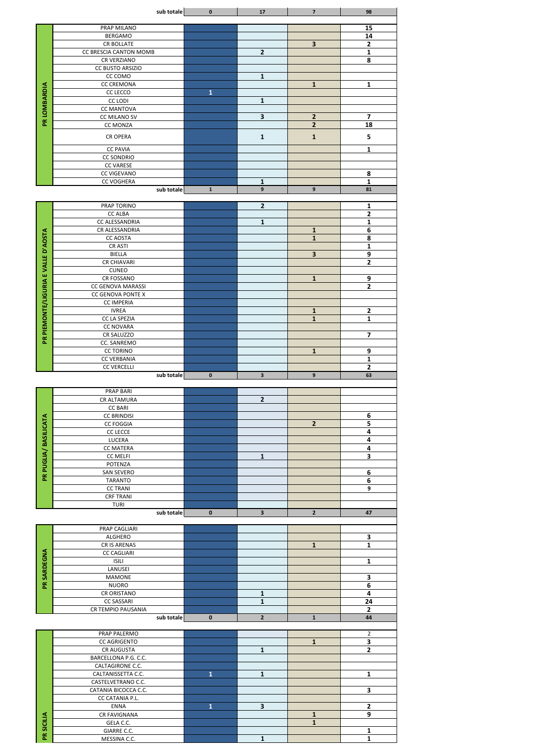| | | | | | |
|---|---|---|---|---|---|
| | sub totale | 0 | 17 | 7 | 98 |

| Regione | Istituto | | | | |
|---|---|---|---|---|---|
| PR LOMBARDIA | PRAP MILANO | | | | 15 |
| | BERGAMO | | | | 14 |
| | CR BOLLATE | | | 3 | 2 |
| | CC BRESCIA CANTON MOMB | | 2 | | 1 |
| | CR VERZIANO | | | | 8 |
| | CC BUSTO ARSIZIO | | | | |
| | CC COMO | | 1 | | |
| | CC CREMONA | | | 1 | 1 |
| | CC LECCO | 1 | | | |
| | CC LODI | | 1 | | |
| | CC MANTOVA | | | | |
| | CC MILANO SV | | 3 | 2 | 7 |
| | CC MONZA | | | 2 | 18 |
| | CR OPERA | | 1 | 1 | 5 |
| | CC PAVIA | | | | 1 |
| | CC SONDRIO | | | | |
| | CC VARESE | | | | |
| | CC VIGEVANO | | | | 8 |
| | CC VOGHERA | | 1 | | 1 |
| | sub totale | 1 | 9 | 9 | 81 |

| Regione | Istituto | | | | |
|---|---|---|---|---|---|
| PR PIEMONTE/LIGURIA E VALLE D'AOSTA | PRAP TORINO | | 2 | | 1 |
| | CC ALBA | | | | 2 |
| | CC ALESSANDRIA | | 1 | | 1 |
| | CR ALESSANDRIA | | | 1 | 6 |
| | CC AOSTA | | | 1 | 8 |
| | CR ASTI | | | | 1 |
| | BIELLA | | | 3 | 9 |
| | CR CHIAVARI | | | | 2 |
| | CUNEO | | | | |
| | CR FOSSANO | | | 1 | 9 |
| | CC GENOVA MARASSI | | | | 2 |
| | CC GENOVA PONTE X | | | | |
| | CC IMPERIA | | | | |
| | IVREA | | | 1 | 2 |
| | CC LA SPEZIA | | | 1 | 1 |
| | CC NOVARA | | | | |
| | CR SALUZZO | | | | 7 |
| | CC. SANREMO | | | | |
| | CC TORINO | | | 1 | 9 |
| | CC VERBANIA | | | | 1 |
| | CC VERCELLI | | | | 2 |
| | sub totale | 0 | 3 | 9 | 63 |

| Regione | Istituto | | | | |
|---|---|---|---|---|---|
| PR PUGLIA/ BASILICATA | PRAP BARI | | | | |
| | CR ALTAMURA | | 2 | | |
| | CC BARI | | | | |
| | CC BRINDISI | | | | 6 |
| | CC FOGGIA | | | 2 | 5 |
| | CC LECCE | | | | 4 |
| | LUCERA | | | | 4 |
| | CC MATERA | | | | 4 |
| | CC MELFI | | 1 | | 3 |
| | POTENZA | | | | |
| | SAN SEVERO | | | | 6 |
| | TARANTO | | | | 6 |
| | CC TRANI | | | | 9 |
| | CRF TRANI | | | | |
| | TURI | | | | |
| | sub totale | 0 | 3 | 2 | 47 |

| Regione | Istituto | | | | |
|---|---|---|---|---|---|
| PR SARDEGNA | PRAP CAGLIARI | | | | |
| | ALGHERO | | | | 3 |
| | CR IS ARENAS | | | 1 | 1 |
| | CC CAGLIARI | | | | |
| | ISILI | | | | 1 |
| | LANUSEI | | | | |
| | MAMONE | | | | 3 |
| | NUORO | | | | 6 |
| | CR ORISTANO | | 1 | | 4 |
| | CC SASSARI | | 1 | | 24 |
| | CR TEMPIO PAUSANIA | | | | 2 |
| | sub totale | 0 | 2 | 1 | 44 |

| Regione | Istituto | | | | |
|---|---|---|---|---|---|
| PR SICILIA | PRAP PALERMO | | | | 2 |
| | CC AGRIGENTO | | | 1 | 3 |
| | CR AUGUSTA | | 1 | | 2 |
| | BARCELLONA P.G. C.C. | | | | |
| | CALTAGIRONE C.C. | | | | |
| | CALTANISSETTA C.C. | 1 | 1 | | 1 |
| | CASTELVETRANO C.C. | | | | |
| | CATANIA BICOCCA C.C. | | | | 3 |
| | CC CATANIA P.L. | | | | |
| | ENNA | 1 | 3 | | 2 |
| | CR FAVIGNANA | | | 1 | 9 |
| | GELA C.C. | | | 1 | |
| | GIARRE C.C. | | | | 1 |
| | MESSINA C.C. | | 1 | | 1 |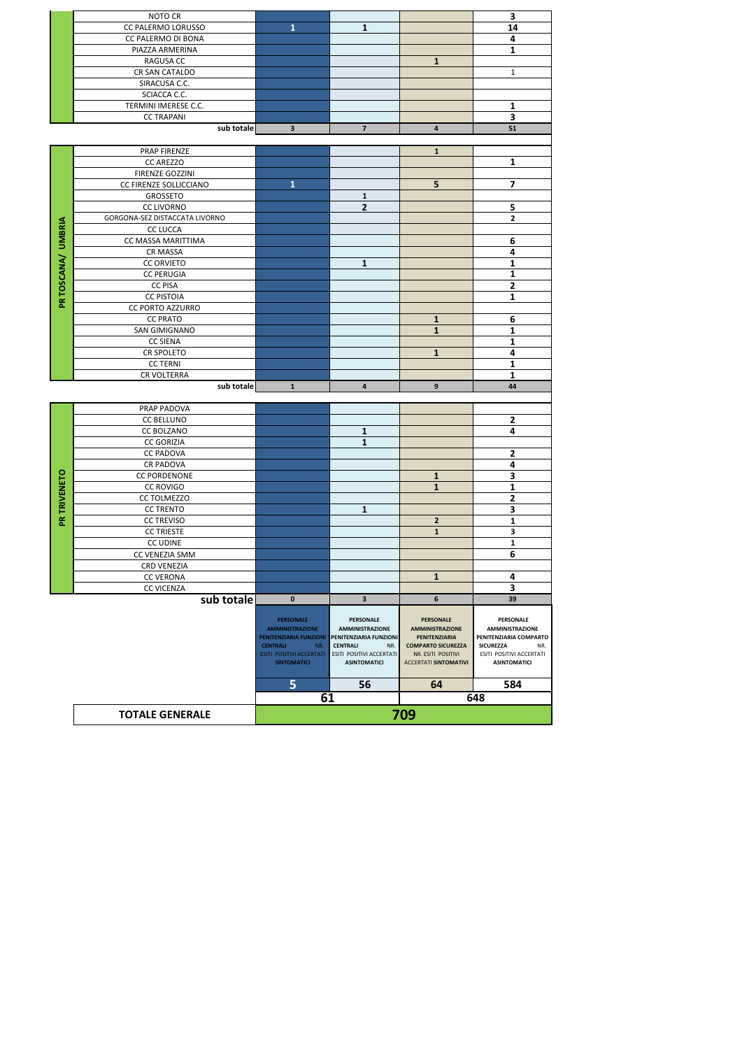| | | | | | |
|---|---|---|---|---|---|
| | NOTO CR | | | | 3 |
| | CC PALERMO LORUSSO | 1 | 1 | | 14 |
| | CC PALERMO DI BONA | | | | 4 |
| | PIAZZA ARMERINA | | | | 1 |
| | RAGUSA CC | | | 1 | |
| | CR SAN CATALDO | | | | 1 |
| | SIRACUSA C.C. | | | | |
| | SCIACCA C.C. | | | | |
| | TERMINI IMERESE C.C. | | | | 1 |
| | CC TRAPANI | | | | 3 |
| | sub totale | 3 | 7 | 4 | 51 |
| PR TOSCANA/ UMBRIA | PRAP FIRENZE | | | 1 | |
| | CC AREZZO | | | | 1 |
| | FIRENZE GOZZINI | | | | |
| | CC FIRENZE SOLLICCIANO | 1 | | 5 | 7 |
| | GROSSETO | | 1 | | |
| | CC LIVORNO | | 2 | | 5 |
| | GORGONA-SEZ DISTACCATA LIVORNO | | | | 2 |
| | CC LUCCA | | | | |
| | CC MASSA MARITTIMA | | | | 6 |
| | CR MASSA | | | | 4 |
| | CC ORVIETO | | 1 | | 1 |
| | CC PERUGIA | | | | 1 |
| | CC PISA | | | | 2 |
| | CC PISTOIA | | | | 1 |
| | CC PORTO AZZURRO | | | | |
| | CC PRATO | | | 1 | 6 |
| | SAN GIMIGNANO | | | 1 | 1 |
| | CC SIENA | | | | 1 |
| | CR SPOLETO | | | 1 | 4 |
| | CC TERNI | | | | 1 |
| | CR VOLTERRA | | | | 1 |
| | sub totale | 1 | 4 | 9 | 44 |
| PR TRIVENETO | PRAP PADOVA | | | | |
| | CC BELLUNO | | | | 2 |
| | CC BOLZANO | | 1 | | 4 |
| | CC GORIZIA | | 1 | | |
| | CC PADOVA | | | | 2 |
| | CR PADOVA | | | | 4 |
| | CC PORDENONE | | | 1 | 3 |
| | CC ROVIGO | | | 1 | 1 |
| | CC TOLMEZZO | | | | 2 |
| | CC TRENTO | | 1 | | 3 |
| | CC TREVISO | | | 2 | 1 |
| | CC TRIESTE | | | 1 | 3 |
| | CC UDINE | | | | 1 |
| | CC VENEZIA SMM | | | | 6 |
| | CRD VENEZIA | | | | |
| | CC VERONA | | | 1 | 4 |
| | CC VICENZA | | | | 3 |
| | sub totale | 0 | 3 | 6 | 39 |
| | | PERSONALE AMMINISTRAZIONE PENITENZIARIA FUNZIONI CENTRALI NR. ESITI POSITIVI ACCERTATI SINTOMATICI | PERSONALE AMMINISTRAZIONE PENITENZIARIA FUNZIONI CENTRALI NR. ESITI POSITIVI ACCERTATI ASINTOMATICI | PERSONALE AMMINISTRAZIONE PENITENZIARIA COMPARTO SICUREZZA NR. ESITI POSITIVI ACCERTATI SINTOMATIVI | PERSONALE AMMINISTRAZIONE PENITENZIARIA COMPARTO SICUREZZA NR. ESITI POSITIVI ACCERTATI ASINTOMATICI |
| | | 5 | 56 | 64 | 584 |
| | | 61 | | 648 | |
| | TOTALE GENERALE | 709 | | | |